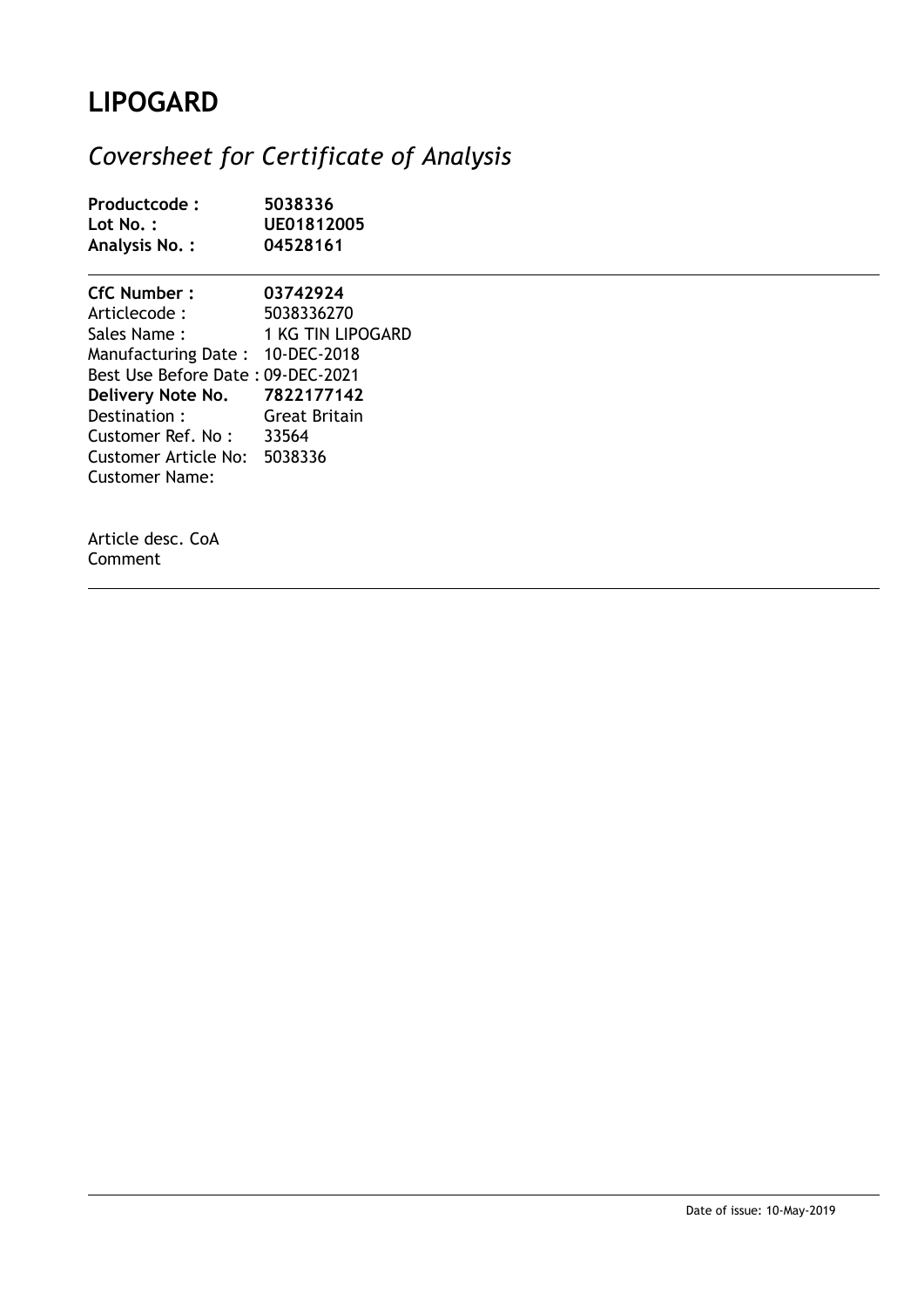# LIPOGARD

## *Coversheet for Certificate of Analysis*

**Productcode :** **5038336**
**Lot No. :** **UE01812005**
**Analysis No. :** **04528161**

---

**CfC Number :** **03742924**
Articlecode : 5038336270
Sales Name : 1 KG TIN LIPOGARD
Manufacturing Date : 10-DEC-2018
Best Use Before Date : 09-DEC-2021
**Delivery Note No.** **7822177142**
Destination : Great Britain
Customer Ref. No : 33564
Customer Article No: 5038336
Customer Name:

Article desc. CoA
Comment

---

Date of issue: 10-May-2019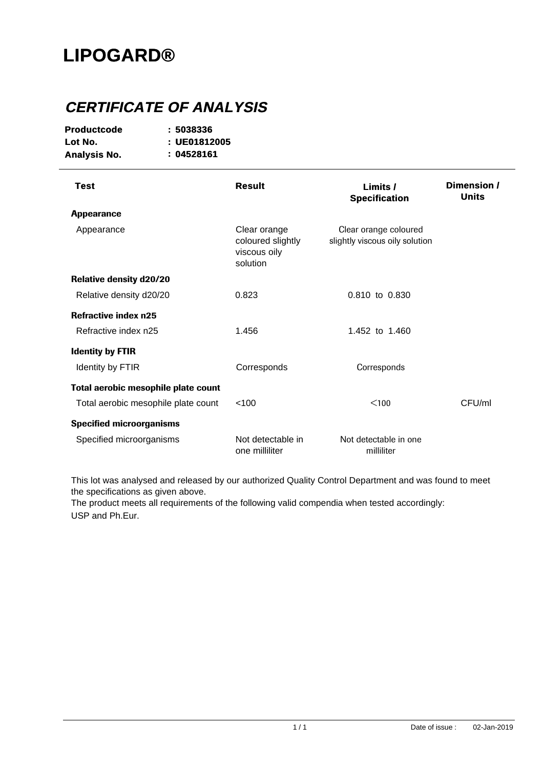# LIPOGARD®

## *CERTIFICATE OF ANALYSIS*

**Productcode** : **5038336**
**Lot No.** : **UE01812005**
**Analysis No.** : **04528161**

| Test | Result | Limits / Specification | Dimension / Units |
|---|---|---|---|
| **Appearance** | | | |
| Appearance | Clear orange coloured slightly viscous oily solution | Clear orange coloured slightly viscous oily solution | |
| **Relative density d20/20** | | | |
| Relative density d20/20 | 0.823 | 0.810 to 0.830 | |
| **Refractive index n25** | | | |
| Refractive index n25 | 1.456 | 1.452 to 1.460 | |
| **Identity by FTIR** | | | |
| Identity by FTIR | Corresponds | Corresponds | |
| **Total aerobic mesophile plate count** | | | |
| Total aerobic mesophile plate count | <100 | <100 | CFU/ml |
| **Specified microorganisms** | | | |
| Specified microorganisms | Not detectable in one milliliter | Not detectable in one milliliter | |

This lot was analysed and released by our authorized Quality Control Department and was found to meet the specifications as given above.
The product meets all requirements of the following valid compendia when tested accordingly:
USP and Ph.Eur.

Date of issue : 02-Jan-2019